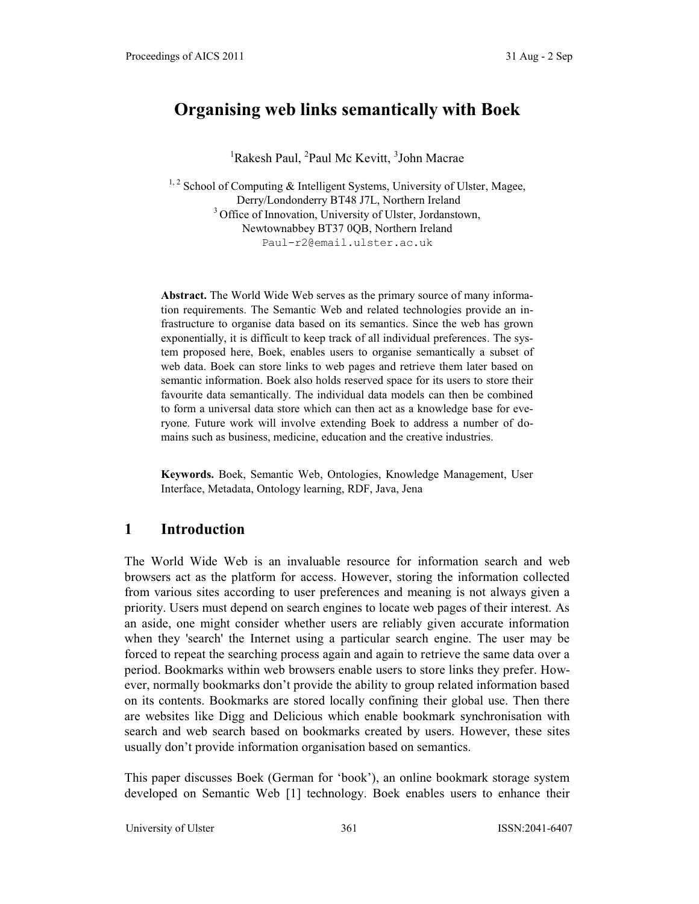# Organising web links semantically with Boek

[1]Rakesh Paul, [2]Paul Mc Kevitt, [3]John Macrae

[1, 2] School of Computing & Intelligent Systems, University of Ulster, Magee, Derry/Londonderry BT48 J7L, Northern Ireland
[3] Office of Innovation, University of Ulster, Jordanstown, Newtownabbey BT37 0QB, Northern Ireland
Paul-r2@email.ulster.ac.uk

**Abstract.** The World Wide Web serves as the primary source of many information requirements. The Semantic Web and related technologies provide an infrastructure to organise data based on its semantics. Since the web has grown exponentially, it is difficult to keep track of all individual preferences. The system proposed here, Boek, enables users to organise semantically a subset of web data. Boek can store links to web pages and retrieve them later based on semantic information. Boek also holds reserved space for its users to store their favourite data semantically. The individual data models can then be combined to form a universal data store which can then act as a knowledge base for everyone. Future work will involve extending Boek to address a number of domains such as business, medicine, education and the creative industries.

**Keywords.** Boek, Semantic Web, Ontologies, Knowledge Management, User Interface, Metadata, Ontology learning, RDF, Java, Jena

## 1 Introduction

The World Wide Web is an invaluable resource for information search and web browsers act as the platform for access. However, storing the information collected from various sites according to user preferences and meaning is not always given a priority. Users must depend on search engines to locate web pages of their interest. As an aside, one might consider whether users are reliably given accurate information when they 'search' the Internet using a particular search engine. The user may be forced to repeat the searching process again and again to retrieve the same data over a period. Bookmarks within web browsers enable users to store links they prefer. However, normally bookmarks don't provide the ability to group related information based on its contents. Bookmarks are stored locally confining their global use. Then there are websites like Digg and Delicious which enable bookmark synchronisation with search and web search based on bookmarks created by users. However, these sites usually don't provide information organisation based on semantics.

This paper discusses Boek (German for 'book'), an online bookmark storage system developed on Semantic Web [1] technology. Boek enables users to enhance their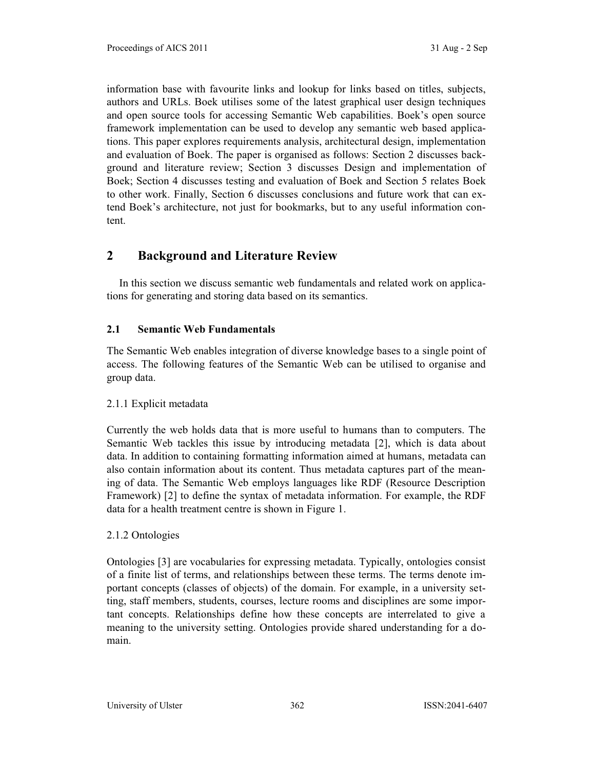information base with favourite links and lookup for links based on titles, subjects, authors and URLs. Boek utilises some of the latest graphical user design techniques and open source tools for accessing Semantic Web capabilities. Boek's open source framework implementation can be used to develop any semantic web based applications. This paper explores requirements analysis, architectural design, implementation and evaluation of Boek. The paper is organised as follows: Section 2 discusses background and literature review; Section 3 discusses Design and implementation of Boek; Section 4 discusses testing and evaluation of Boek and Section 5 relates Boek to other work. Finally, Section 6 discusses conclusions and future work that can extend Boek's architecture, not just for bookmarks, but to any useful information content.

## 2 Background and Literature Review

In this section we discuss semantic web fundamentals and related work on applications for generating and storing data based on its semantics.

### 2.1 Semantic Web Fundamentals

The Semantic Web enables integration of diverse knowledge bases to a single point of access. The following features of the Semantic Web can be utilised to organise and group data.

#### 2.1.1 Explicit metadata

Currently the web holds data that is more useful to humans than to computers. The Semantic Web tackles this issue by introducing metadata [2], which is data about data. In addition to containing formatting information aimed at humans, metadata can also contain information about its content. Thus metadata captures part of the meaning of data. The Semantic Web employs languages like RDF (Resource Description Framework) [2] to define the syntax of metadata information. For example, the RDF data for a health treatment centre is shown in Figure 1.

#### 2.1.2 Ontologies

Ontologies [3] are vocabularies for expressing metadata. Typically, ontologies consist of a finite list of terms, and relationships between these terms. The terms denote important concepts (classes of objects) of the domain. For example, in a university setting, staff members, students, courses, lecture rooms and disciplines are some important concepts. Relationships define how these concepts are interrelated to give a meaning to the university setting. Ontologies provide shared understanding for a domain.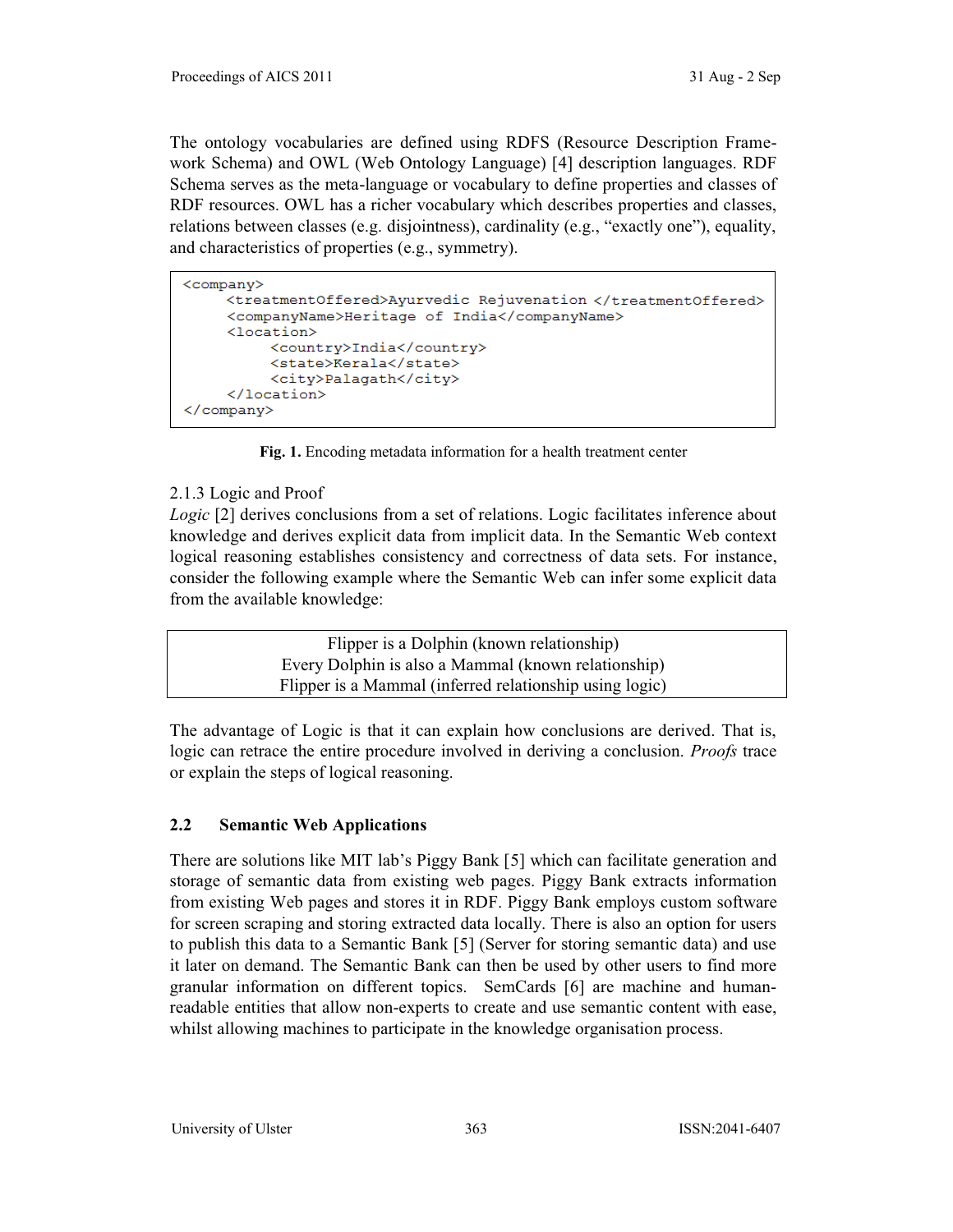The ontology vocabularies are defined using RDFS (Resource Description Framework Schema) and OWL (Web Ontology Language) [4] description languages. RDF Schema serves as the meta-language or vocabulary to define properties and classes of RDF resources. OWL has a richer vocabulary which describes properties and classes, relations between classes (e.g. disjointness), cardinality (e.g., "exactly one"), equality, and characteristics of properties (e.g., symmetry).

```
<company>
    <treatmentOffered>Ayurvedic Rejuvenation </treatmentOffered>
    <companyName>Heritage of India</companyName>
    <location>
        <country>India</country>
        <state>Kerala</state>
        <city>Palagath</city>
    </location>
</company>
```

**Fig. 1.** Encoding metadata information for a health treatment center

### 2.1.3 Logic and Proof

*Logic* [2] derives conclusions from a set of relations. Logic facilitates inference about knowledge and derives explicit data from implicit data. In the Semantic Web context logical reasoning establishes consistency and correctness of data sets. For instance, consider the following example where the Semantic Web can infer some explicit data from the available knowledge:

| Flipper is a Dolphin (known relationship)<br>Every Dolphin is also a Mammal (known relationship)<br>Flipper is a Mammal (inferred relationship using logic) |
|---|

The advantage of Logic is that it can explain how conclusions are derived. That is, logic can retrace the entire procedure involved in deriving a conclusion. *Proofs* trace or explain the steps of logical reasoning.

## 2.2 Semantic Web Applications

There are solutions like MIT lab's Piggy Bank [5] which can facilitate generation and storage of semantic data from existing web pages. Piggy Bank extracts information from existing Web pages and stores it in RDF. Piggy Bank employs custom software for screen scraping and storing extracted data locally. There is also an option for users to publish this data to a Semantic Bank [5] (Server for storing semantic data) and use it later on demand. The Semantic Bank can then be used by other users to find more granular information on different topics. SemCards [6] are machine and human-readable entities that allow non-experts to create and use semantic content with ease, whilst allowing machines to participate in the knowledge organisation process.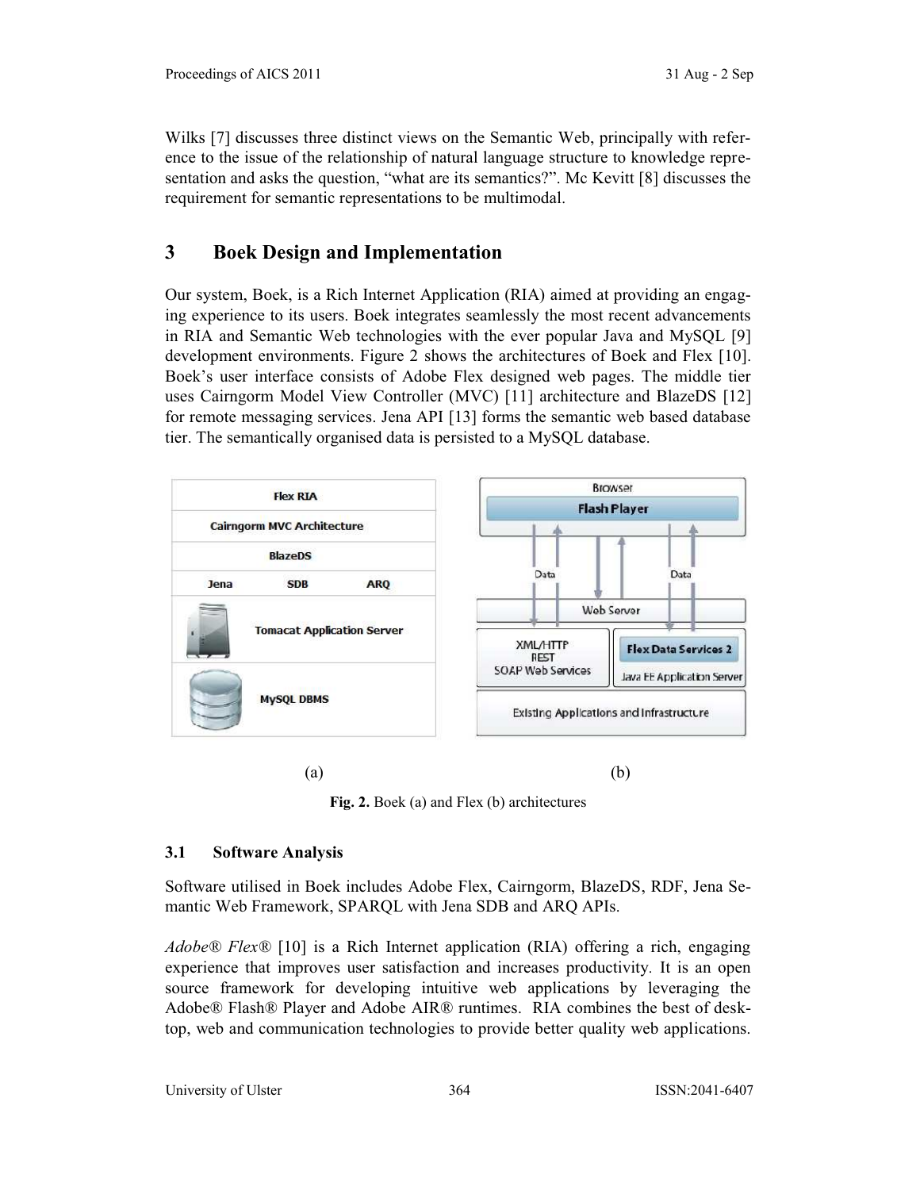Wilks [7] discusses three distinct views on the Semantic Web, principally with reference to the issue of the relationship of natural language structure to knowledge representation and asks the question, "what are its semantics?". Mc Kevitt [8] discusses the requirement for semantic representations to be multimodal.

# 3 Boek Design and Implementation

Our system, Boek, is a Rich Internet Application (RIA) aimed at providing an engaging experience to its users. Boek integrates seamlessly the most recent advancements in RIA and Semantic Web technologies with the ever popular Java and MySQL [9] development environments. Figure 2 shows the architectures of Boek and Flex [10]. Boek's user interface consists of Adobe Flex designed web pages. The middle tier uses Cairngorm Model View Controller (MVC) [11] architecture and BlazeDS [12] for remote messaging services. Jena API [13] forms the semantic web based database tier. The semantically organised data is persisted to a MySQL database.

(a) (b)

**Fig. 2.** Boek (a) and Flex (b) architectures

## 3.1 Software Analysis

Software utilised in Boek includes Adobe Flex, Cairngorm, BlazeDS, RDF, Jena Semantic Web Framework, SPARQL with Jena SDB and ARQ APIs.

*Adobe® Flex®* [10] is a Rich Internet application (RIA) offering a rich, engaging experience that improves user satisfaction and increases productivity. It is an open source framework for developing intuitive web applications by leveraging the Adobe® Flash® Player and Adobe AIR® runtimes. RIA combines the best of desktop, web and communication technologies to provide better quality web applications.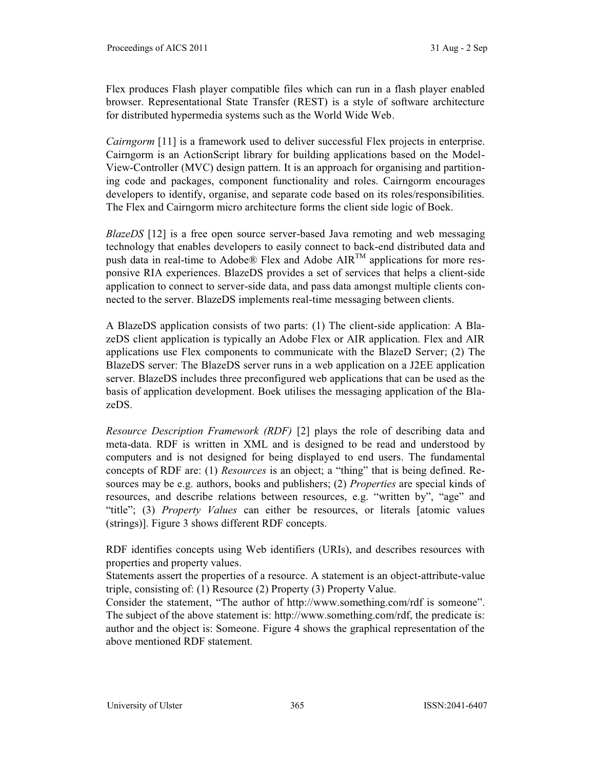Flex produces Flash player compatible files which can run in a flash player enabled browser. Representational State Transfer (REST) is a style of software architecture for distributed hypermedia systems such as the World Wide Web.

*Cairngorm* [11] is a framework used to deliver successful Flex projects in enterprise. Cairngorm is an ActionScript library for building applications based on the Model-View-Controller (MVC) design pattern. It is an approach for organising and partitioning code and packages, component functionality and roles. Cairngorm encourages developers to identify, organise, and separate code based on its roles/responsibilities. The Flex and Cairngorm micro architecture forms the client side logic of Boek.

*BlazeDS* [12] is a free open source server-based Java remoting and web messaging technology that enables developers to easily connect to back-end distributed data and push data in real-time to Adobe® Flex and Adobe AIR™ applications for more responsive RIA experiences. BlazeDS provides a set of services that helps a client-side application to connect to server-side data, and pass data amongst multiple clients connected to the server. BlazeDS implements real-time messaging between clients.

A BlazeDS application consists of two parts: (1) The client-side application: A BlazeDS client application is typically an Adobe Flex or AIR application. Flex and AIR applications use Flex components to communicate with the BlazeD Server; (2) The BlazeDS server: The BlazeDS server runs in a web application on a J2EE application server. BlazeDS includes three preconfigured web applications that can be used as the basis of application development. Boek utilises the messaging application of the BlazeDS.

*Resource Description Framework (RDF)* [2] plays the role of describing data and meta-data. RDF is written in XML and is designed to be read and understood by computers and is not designed for being displayed to end users. The fundamental concepts of RDF are: (1) *Resources* is an object; a "thing" that is being defined. Resources may be e.g. authors, books and publishers; (2) *Properties* are special kinds of resources, and describe relations between resources, e.g. "written by", "age" and "title"; (3) *Property Values* can either be resources, or literals [atomic values (strings)]. Figure 3 shows different RDF concepts.

RDF identifies concepts using Web identifiers (URIs), and describes resources with properties and property values.
Statements assert the properties of a resource. A statement is an object-attribute-value triple, consisting of: (1) Resource (2) Property (3) Property Value.
Consider the statement, "The author of http://www.something.com/rdf is someone". The subject of the above statement is: http://www.something.com/rdf, the predicate is: author and the object is: Someone. Figure 4 shows the graphical representation of the above mentioned RDF statement.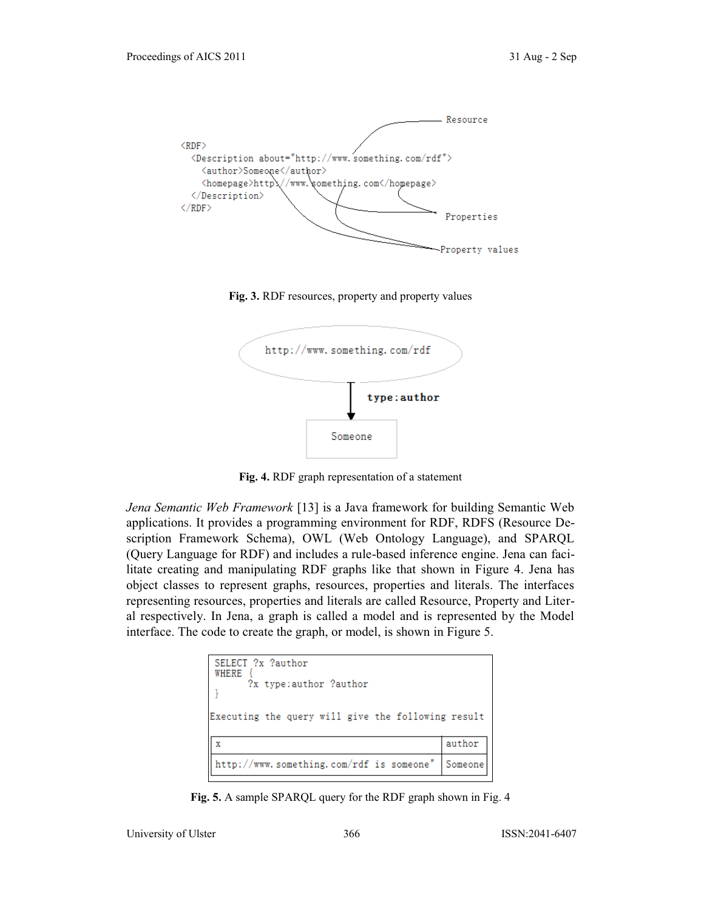```
<RDF>
  <Description about="http://www.something.com/rdf">
    <author>Someone</author>
    <homepage>http://www.something.com</homepage>
  </Description>
</RDF>
```

Resource

Properties

Property values

**Fig. 3.** RDF resources, property and property values

http://www.something.com/rdf

**type:author**

Someone

**Fig. 4.** RDF graph representation of a statement

*Jena Semantic Web Framework* [13] is a Java framework for building Semantic Web applications. It provides a programming environment for RDF, RDFS (Resource Description Framework Schema), OWL (Web Ontology Language), and SPARQL (Query Language for RDF) and includes a rule-based inference engine. Jena can facilitate creating and manipulating RDF graphs like that shown in Figure 4. Jena has object classes to represent graphs, resources, properties and literals. The interfaces representing resources, properties and literals are called Resource, Property and Literal respectively. In Jena, a graph is called a model and is represented by the Model interface. The code to create the graph, or model, is shown in Figure 5.

```
SELECT ?x ?author
WHERE {
      ?x type:author ?author
}
```

Executing the query will give the following result

| x | author |
|---|---|
| http://www.something.com/rdf is someone" | Someone |

**Fig. 5.** A sample SPARQL query for the RDF graph shown in Fig. 4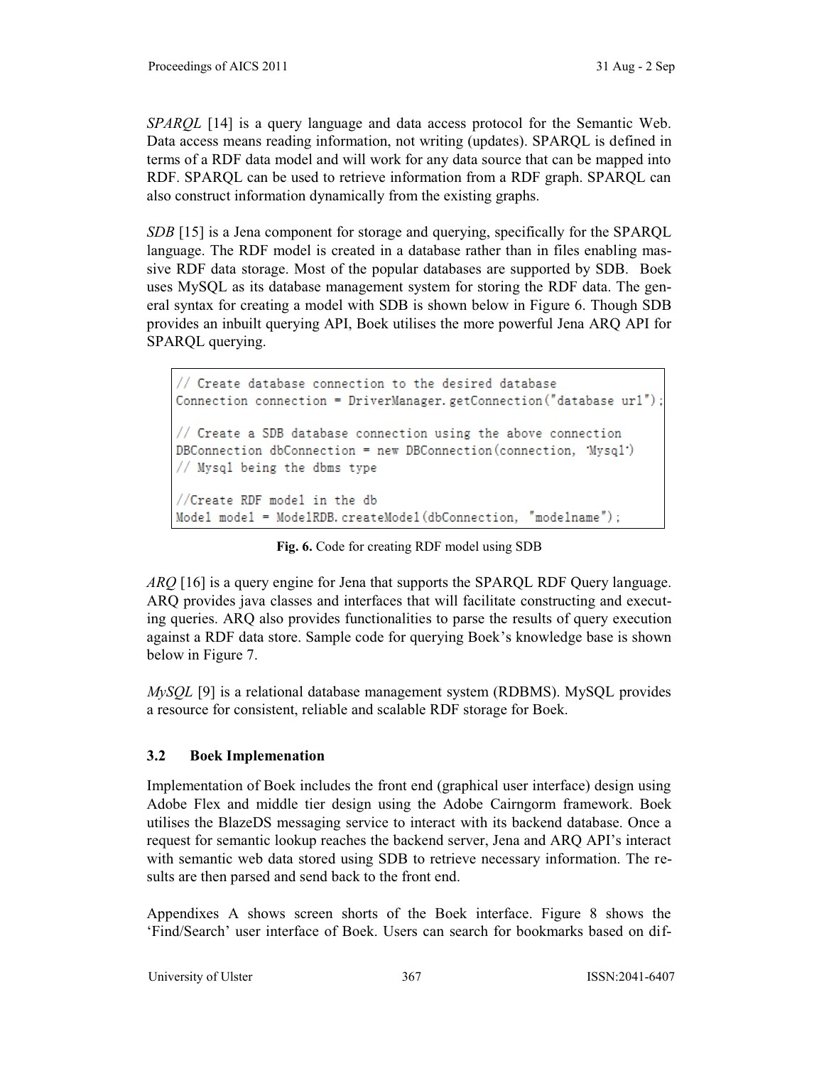*SPARQL* [14] is a query language and data access protocol for the Semantic Web. Data access means reading information, not writing (updates). SPARQL is defined in terms of a RDF data model and will work for any data source that can be mapped into RDF. SPARQL can be used to retrieve information from a RDF graph. SPARQL can also construct information dynamically from the existing graphs.

*SDB* [15] is a Jena component for storage and querying, specifically for the SPARQL language. The RDF model is created in a database rather than in files enabling massive RDF data storage. Most of the popular databases are supported by SDB. Boek uses MySQL as its database management system for storing the RDF data. The general syntax for creating a model with SDB is shown below in Figure 6. Though SDB provides an inbuilt querying API, Boek utilises the more powerful Jena ARQ API for SPARQL querying.

```
// Create database connection to the desired database
Connection connection = DriverManager.getConnection("database url");

// Create a SDB database connection using the above connection
DBConnection dbConnection = new DBConnection(connection, 'Mysql')
// Mysql being the dbms type

//Create RDF model in the db
Model model = ModelRDB.createModel(dbConnection, "modelname");
```

**Fig. 6.** Code for creating RDF model using SDB

*ARQ* [16] is a query engine for Jena that supports the SPARQL RDF Query language. ARQ provides java classes and interfaces that will facilitate constructing and executing queries. ARQ also provides functionalities to parse the results of query execution against a RDF data store. Sample code for querying Boek's knowledge base is shown below in Figure 7.

*MySQL* [9] is a relational database management system (RDBMS). MySQL provides a resource for consistent, reliable and scalable RDF storage for Boek.

### 3.2 Boek Implemenation

Implementation of Boek includes the front end (graphical user interface) design using Adobe Flex and middle tier design using the Adobe Cairngorm framework. Boek utilises the BlazeDS messaging service to interact with its backend database. Once a request for semantic lookup reaches the backend server, Jena and ARQ API's interact with semantic web data stored using SDB to retrieve necessary information. The results are then parsed and send back to the front end.

Appendixes A shows screen shorts of the Boek interface. Figure 8 shows the 'Find/Search' user interface of Boek. Users can search for bookmarks based on dif-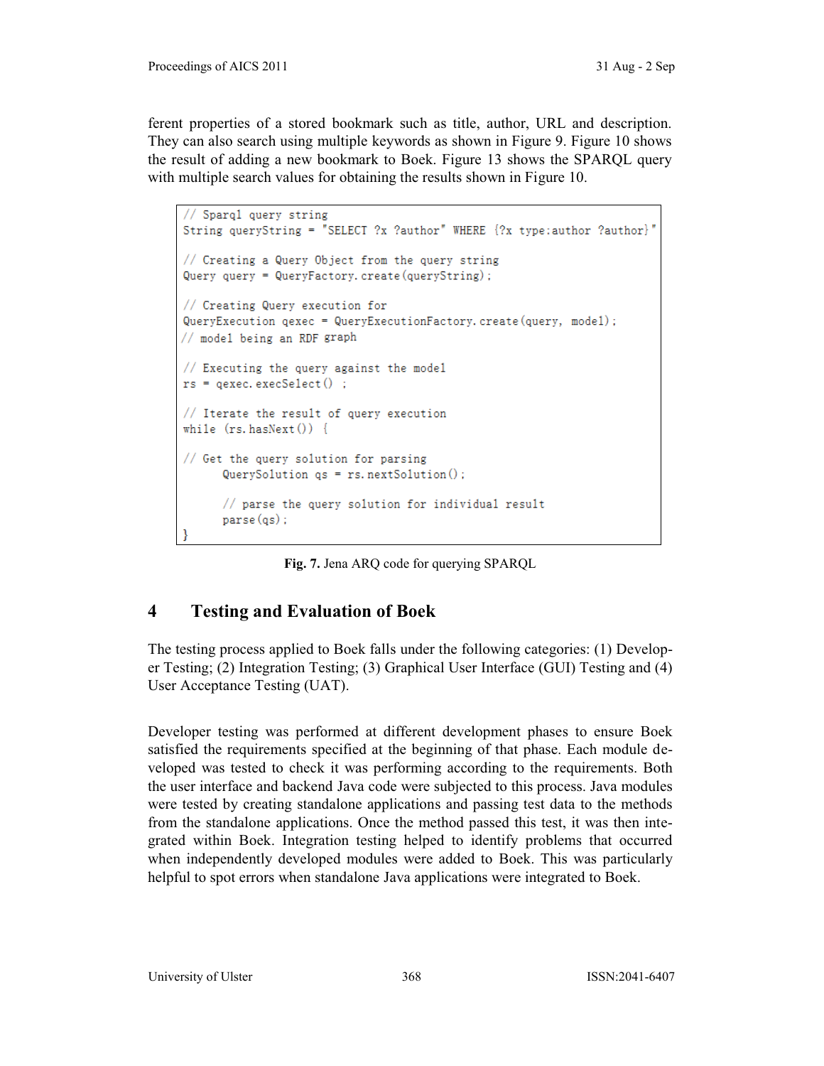ferent properties of a stored bookmark such as title, author, URL and description. They can also search using multiple keywords as shown in Figure 9. Figure 10 shows the result of adding a new bookmark to Boek. Figure 13 shows the SPARQL query with multiple search values for obtaining the results shown in Figure 10.

```
// Sparql query string
String queryString = "SELECT ?x ?author" WHERE {?x type:author ?author}"

// Creating a Query Object from the query string
Query query = QueryFactory.create(queryString);

// Creating Query execution for
QueryExecution qexec = QueryExecutionFactory.create(query, model);
// model being an RDF graph

// Executing the query against the model
rs = qexec.execSelect() ;

// Iterate the result of query execution
while (rs.hasNext()) {

// Get the query solution for parsing
      QuerySolution qs = rs.nextSolution();

      // parse the query solution for individual result
      parse(qs);
}
```

**Fig. 7.** Jena ARQ code for querying SPARQL

## 4 Testing and Evaluation of Boek

The testing process applied to Boek falls under the following categories: (1) Developer Testing; (2) Integration Testing; (3) Graphical User Interface (GUI) Testing and (4) User Acceptance Testing (UAT).

Developer testing was performed at different development phases to ensure Boek satisfied the requirements specified at the beginning of that phase. Each module developed was tested to check it was performing according to the requirements. Both the user interface and backend Java code were subjected to this process. Java modules were tested by creating standalone applications and passing test data to the methods from the standalone applications. Once the method passed this test, it was then integrated within Boek. Integration testing helped to identify problems that occurred when independently developed modules were added to Boek. This was particularly helpful to spot errors when standalone Java applications were integrated to Boek.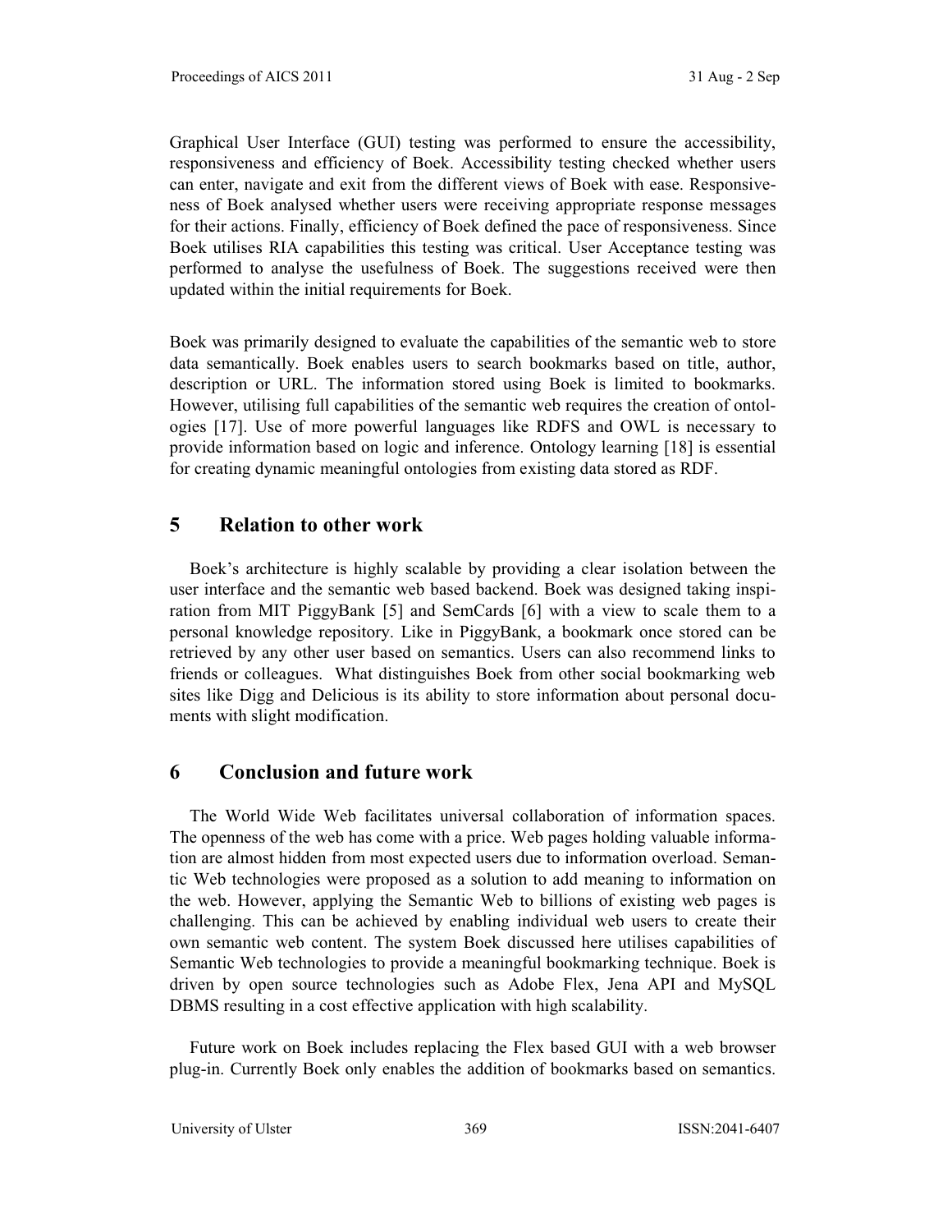Graphical User Interface (GUI) testing was performed to ensure the accessibility, responsiveness and efficiency of Boek. Accessibility testing checked whether users can enter, navigate and exit from the different views of Boek with ease. Responsiveness of Boek analysed whether users were receiving appropriate response messages for their actions. Finally, efficiency of Boek defined the pace of responsiveness. Since Boek utilises RIA capabilities this testing was critical. User Acceptance testing was performed to analyse the usefulness of Boek. The suggestions received were then updated within the initial requirements for Boek.

Boek was primarily designed to evaluate the capabilities of the semantic web to store data semantically. Boek enables users to search bookmarks based on title, author, description or URL. The information stored using Boek is limited to bookmarks. However, utilising full capabilities of the semantic web requires the creation of ontologies [17]. Use of more powerful languages like RDFS and OWL is necessary to provide information based on logic and inference. Ontology learning [18] is essential for creating dynamic meaningful ontologies from existing data stored as RDF.

## 5 Relation to other work

Boek's architecture is highly scalable by providing a clear isolation between the user interface and the semantic web based backend. Boek was designed taking inspiration from MIT PiggyBank [5] and SemCards [6] with a view to scale them to a personal knowledge repository. Like in PiggyBank, a bookmark once stored can be retrieved by any other user based on semantics. Users can also recommend links to friends or colleagues. What distinguishes Boek from other social bookmarking web sites like Digg and Delicious is its ability to store information about personal documents with slight modification.

## 6 Conclusion and future work

The World Wide Web facilitates universal collaboration of information spaces. The openness of the web has come with a price. Web pages holding valuable information are almost hidden from most expected users due to information overload. Semantic Web technologies were proposed as a solution to add meaning to information on the web. However, applying the Semantic Web to billions of existing web pages is challenging. This can be achieved by enabling individual web users to create their own semantic web content. The system Boek discussed here utilises capabilities of Semantic Web technologies to provide a meaningful bookmarking technique. Boek is driven by open source technologies such as Adobe Flex, Jena API and MySQL DBMS resulting in a cost effective application with high scalability.

Future work on Boek includes replacing the Flex based GUI with a web browser plug-in. Currently Boek only enables the addition of bookmarks based on semantics.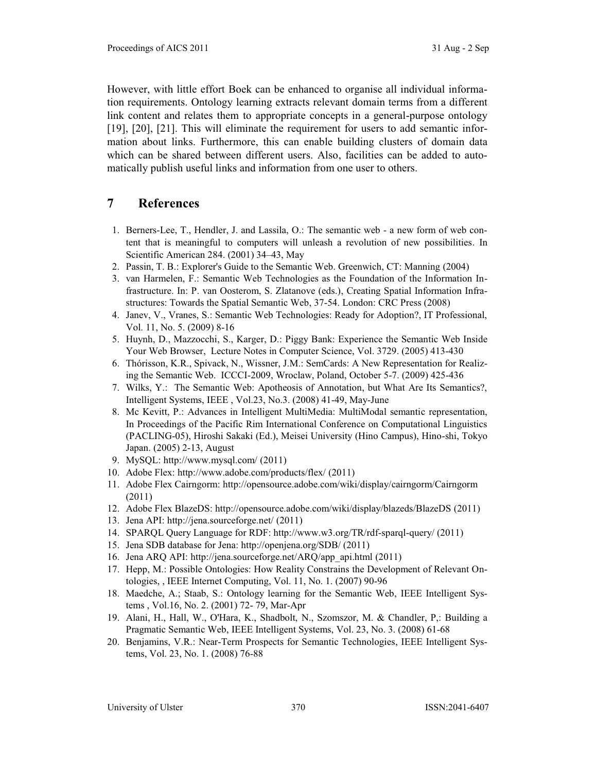However, with little effort Boek can be enhanced to organise all individual information requirements. Ontology learning extracts relevant domain terms from a different link content and relates them to appropriate concepts in a general-purpose ontology [19], [20], [21]. This will eliminate the requirement for users to add semantic information about links. Furthermore, this can enable building clusters of domain data which can be shared between different users. Also, facilities can be added to automatically publish useful links and information from one user to others.

# 7 References

1. Berners-Lee, T., Hendler, J. and Lassila, O.: The semantic web - a new form of web content that is meaningful to computers will unleash a revolution of new possibilities. In Scientific American 284. (2001) 34–43, May
2. Passin, T. B.: Explorer's Guide to the Semantic Web. Greenwich, CT: Manning (2004)
3. van Harmelen, F.: Semantic Web Technologies as the Foundation of the Information Infrastructure. In: P. van Oosterom, S. Zlatanove (eds.), Creating Spatial Information Infrastructures: Towards the Spatial Semantic Web, 37-54. London: CRC Press (2008)
4. Janev, V., Vranes, S.: Semantic Web Technologies: Ready for Adoption?, IT Professional, Vol. 11, No. 5. (2009) 8-16
5. Huynh, D., Mazzocchi, S., Karger, D.: Piggy Bank: Experience the Semantic Web Inside Your Web Browser, Lecture Notes in Computer Science, Vol. 3729. (2005) 413-430
6. Thórisson, K.R., Spivack, N., Wissner, J.M.: SemCards: A New Representation for Realizing the Semantic Web. ICCCI-2009, Wroclaw, Poland, October 5-7. (2009) 425-436
7. Wilks, Y.: The Semantic Web: Apotheosis of Annotation, but What Are Its Semantics?, Intelligent Systems, IEEE , Vol.23, No.3. (2008) 41-49, May-June
8. Mc Kevitt, P.: Advances in Intelligent MultiMedia: MultiModal semantic representation, In Proceedings of the Pacific Rim International Conference on Computational Linguistics (PACLING-05), Hiroshi Sakaki (Ed.), Meisei University (Hino Campus), Hino-shi, Tokyo Japan. (2005) 2-13, August
9. MySQL: http://www.mysql.com/ (2011)
10. Adobe Flex: http://www.adobe.com/products/flex/ (2011)
11. Adobe Flex Cairngorm: http://opensource.adobe.com/wiki/display/cairngorm/Cairngorm (2011)
12. Adobe Flex BlazeDS: http://opensource.adobe.com/wiki/display/blazeds/BlazeDS (2011)
13. Jena API: http://jena.sourceforge.net/ (2011)
14. SPARQL Query Language for RDF: http://www.w3.org/TR/rdf-sparql-query/ (2011)
15. Jena SDB database for Jena: http://openjena.org/SDB/ (2011)
16. Jena ARQ API: http://jena.sourceforge.net/ARQ/app_api.html (2011)
17. Hepp, M.: Possible Ontologies: How Reality Constrains the Development of Relevant Ontologies, , IEEE Internet Computing, Vol. 11, No. 1. (2007) 90-96
18. Maedche, A.; Staab, S.: Ontology learning for the Semantic Web, IEEE Intelligent Systems , Vol.16, No. 2. (2001) 72- 79, Mar-Apr
19. Alani, H., Hall, W., O'Hara, K., Shadbolt, N., Szomszor, M. & Chandler, P,: Building a Pragmatic Semantic Web, IEEE Intelligent Systems, Vol. 23, No. 3. (2008) 61-68
20. Benjamins, V.R.: Near-Term Prospects for Semantic Technologies, IEEE Intelligent Systems, Vol. 23, No. 1. (2008) 76-88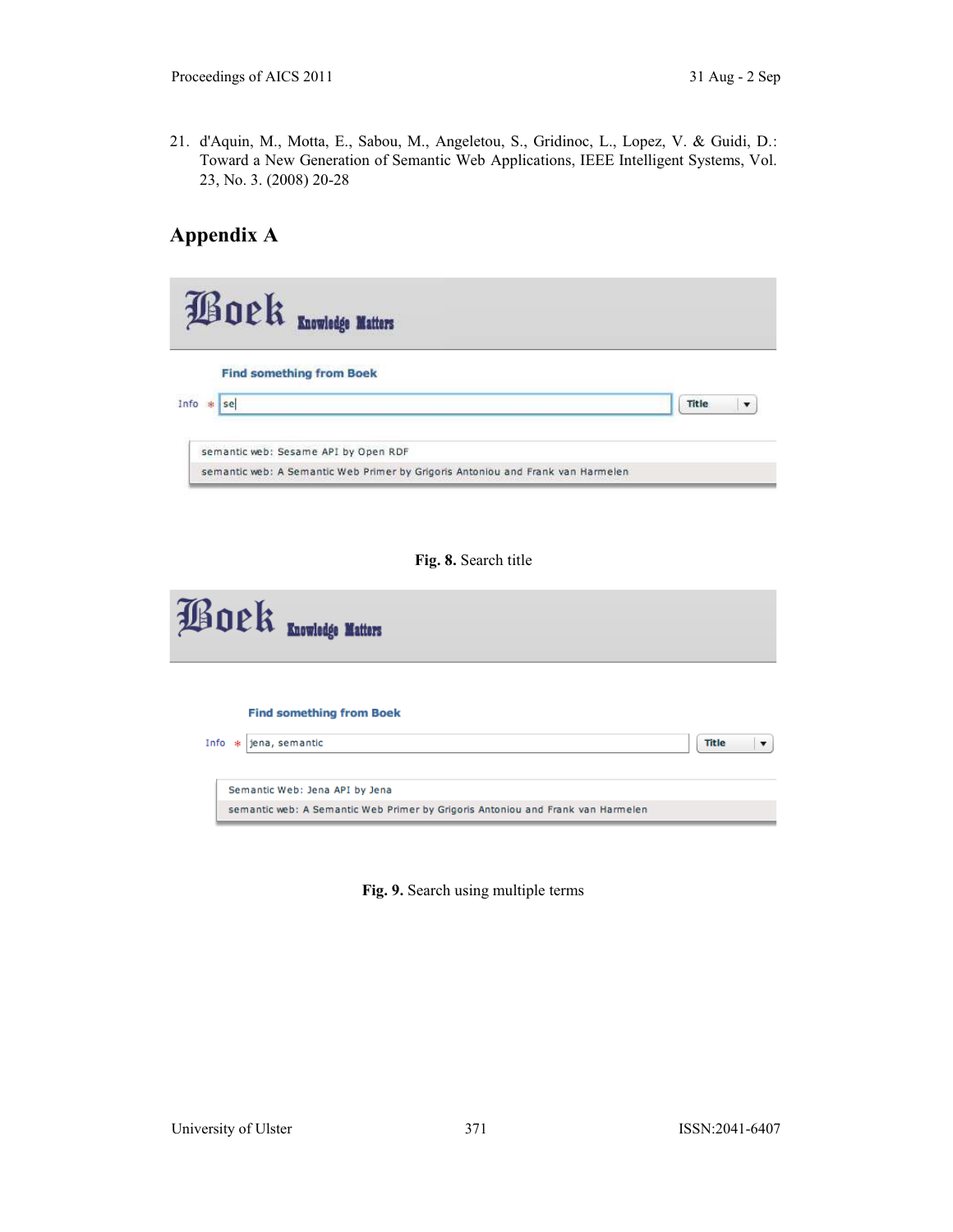21. d'Aquin, M., Motta, E., Sabou, M., Angeletou, S., Gridinoc, L., Lopez, V. & Guidi, D.: Toward a New Generation of Semantic Web Applications, IEEE Intelligent Systems, Vol. 23, No. 3. (2008) 20-28

## Appendix A

**Fig. 8.** Search title

**Fig. 9.** Search using multiple terms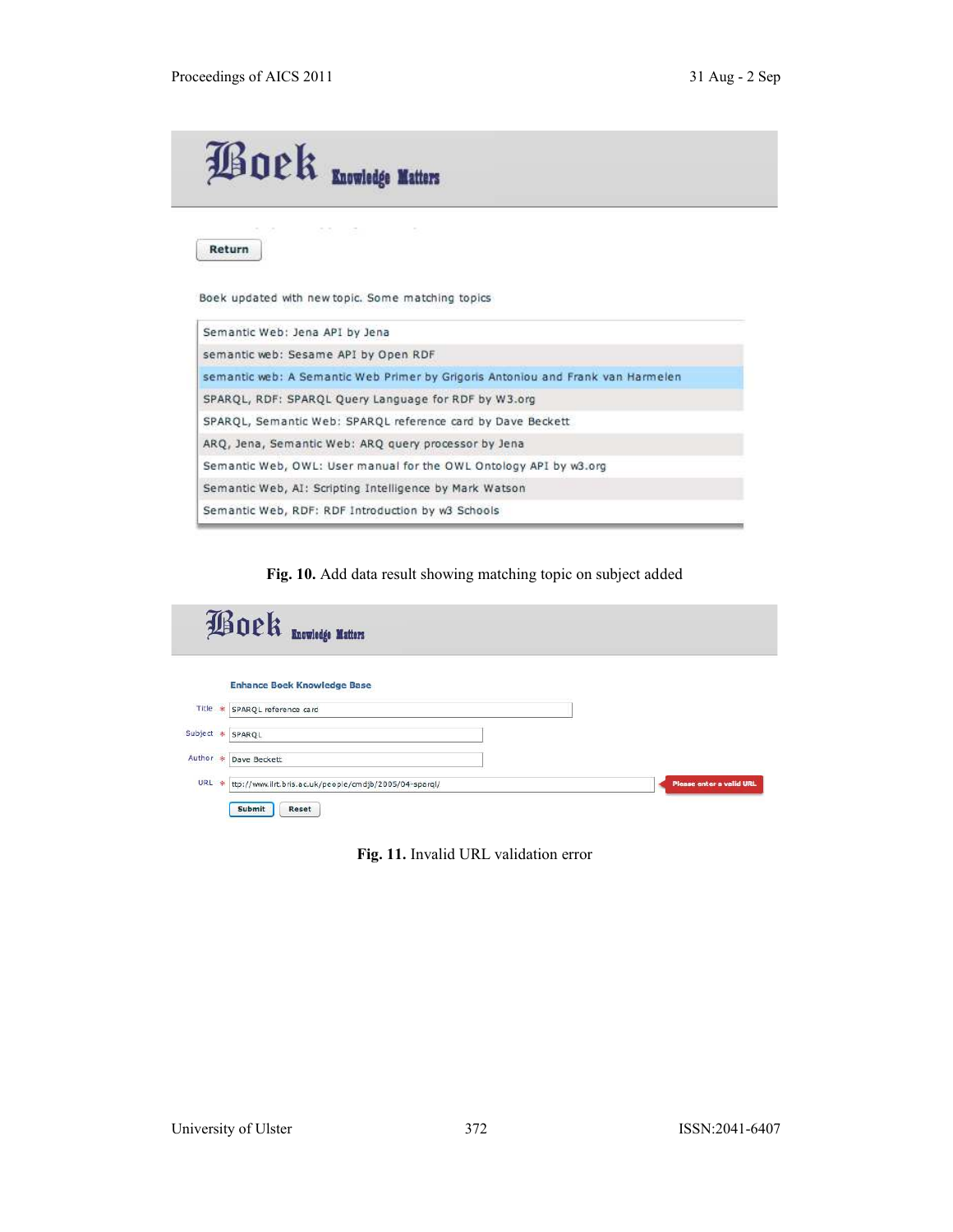Fig. 10. Add data result showing matching topic on subject added

Fig. 11. Invalid URL validation error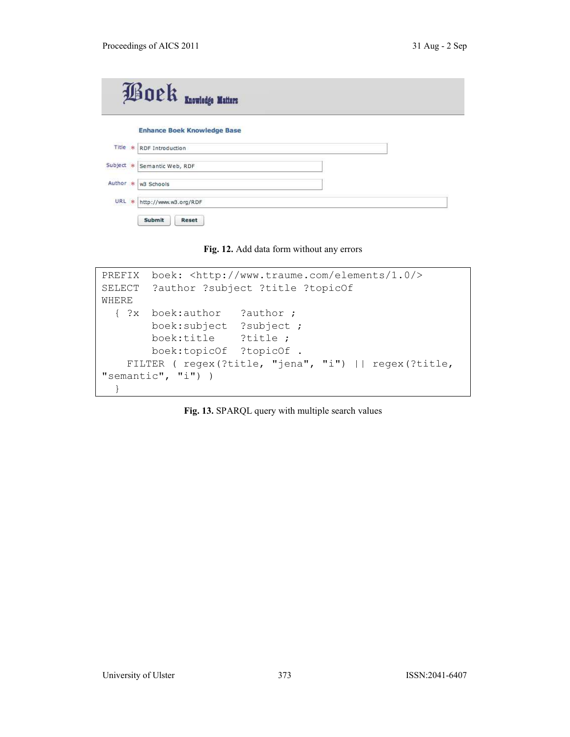Fig. 12. Add data form without any errors

```
PREFIX  boek: <http://www.traume.com/elements/1.0/>
SELECT  ?author ?subject ?title ?topicOf
WHERE
  { ?x  boek:author   ?author ;
        boek:subject  ?subject ;
        boek:title    ?title ;
        boek:topicOf  ?topicOf .
    FILTER ( regex(?title, "jena", "i") || regex(?title,
"semantic", "i") )
  }
```

Fig. 13. SPARQL query with multiple search values